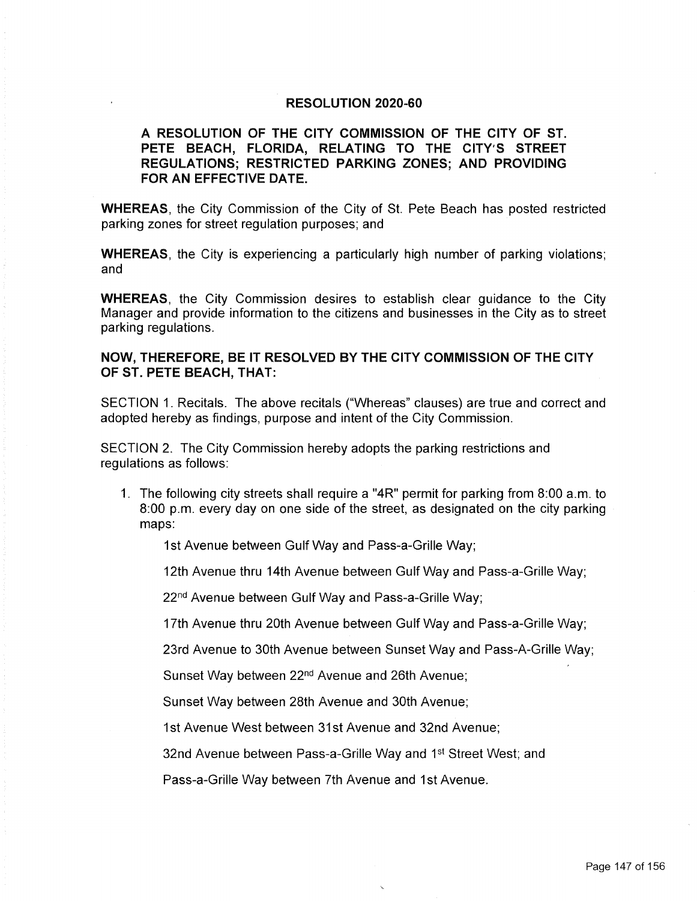# RESOLUTION 2020-60

**A RESOLUTION OF THE CITY COMMISSION OF THE CITY OF ST. PETE BEACH, FLORIDA, RELATING TO THE CITY'S STREET REGULATIONS; RESTRICTED PARKING ZONES; AND PROVIDING FOR AN EFFECTIVE DATE.**

**WHEREAS**, the City Commission of the City of St. Pete Beach has posted restricted parking zones for street regulation purposes; and

**WHEREAS**, the City is experiencing a particularly high number of parking violations; and

**WHEREAS**, the City Commission desires to establish clear guidance to the City Manager and provide information to the citizens and businesses in the City as to street parking regulations.

**NOW, THEREFORE, BE IT RESOLVED BY THE CITY COMMISSION OF THE CITY OF ST. PETE BEACH, THAT:**

SECTION 1. Recitals. The above recitals ("Whereas" clauses) are true and correct and adopted hereby as findings, purpose and intent of the City Commission.

SECTION 2. The City Commission hereby adopts the parking restrictions and regulations as follows:

1. The following city streets shall require a "4R" permit for parking from 8:00 a.m. to 8:00 p.m. every day on one side of the street, as designated on the city parking maps:

   1st Avenue between Gulf Way and Pass-a-Grille Way;

   12th Avenue thru 14th Avenue between Gulf Way and Pass-a-Grille Way;

   22nd Avenue between Gulf Way and Pass-a-Grille Way;

   17th Avenue thru 20th Avenue between Gulf Way and Pass-a-Grille Way;

   23rd Avenue to 30th Avenue between Sunset Way and Pass-A-Grille Way;

   Sunset Way between 22nd Avenue and 26th Avenue;

   Sunset Way between 28th Avenue and 30th Avenue;

   1st Avenue West between 31st Avenue and 32nd Avenue;

   32nd Avenue between Pass-a-Grille Way and 1st Street West; and

   Pass-a-Grille Way between 7th Avenue and 1st Avenue.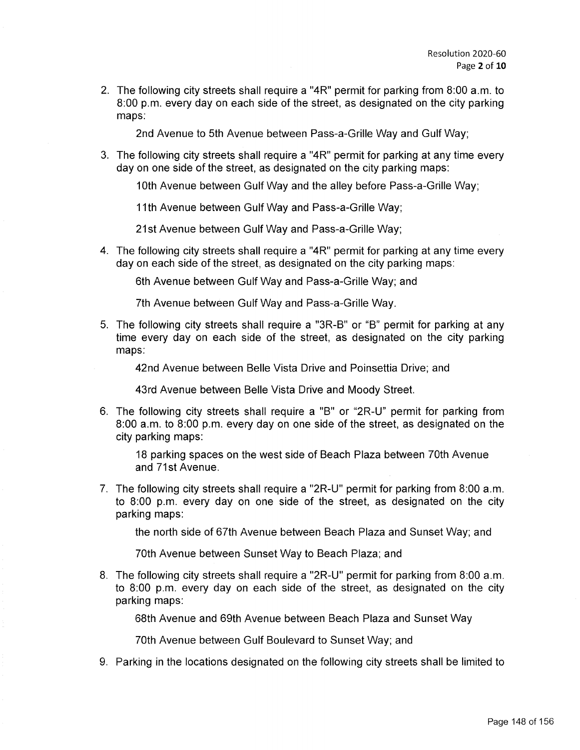2. The following city streets shall require a "4R" permit for parking from 8:00 a.m. to 8:00 p.m. every day on each side of the street, as designated on the city parking maps:

   2nd Avenue to 5th Avenue between Pass-a-Grille Way and Gulf Way;

3. The following city streets shall require a "4R" permit for parking at any time every day on one side of the street, as designated on the city parking maps:

   10th Avenue between Gulf Way and the alley before Pass-a-Grille Way;

   11th Avenue between Gulf Way and Pass-a-Grille Way;

   21st Avenue between Gulf Way and Pass-a-Grille Way;

4. The following city streets shall require a "4R" permit for parking at any time every day on each side of the street, as designated on the city parking maps:

   6th Avenue between Gulf Way and Pass-a-Grille Way; and

   7th Avenue between Gulf Way and Pass-a-Grille Way.

5. The following city streets shall require a "3R-B" or "B" permit for parking at any time every day on each side of the street, as designated on the city parking maps:

   42nd Avenue between Belle Vista Drive and Poinsettia Drive; and

   43rd Avenue between Belle Vista Drive and Moody Street.

6. The following city streets shall require a "B" or "2R-U" permit for parking from 8:00 a.m. to 8:00 p.m. every day on one side of the street, as designated on the city parking maps:

   18 parking spaces on the west side of Beach Plaza between 70th Avenue and 71st Avenue.

7. The following city streets shall require a "2R-U" permit for parking from 8:00 a.m. to 8:00 p.m. every day on one side of the street, as designated on the city parking maps:

   the north side of 67th Avenue between Beach Plaza and Sunset Way; and

   70th Avenue between Sunset Way to Beach Plaza; and

8. The following city streets shall require a "2R-U" permit for parking from 8:00 a.m. to 8:00 p.m. every day on each side of the street, as designated on the city parking maps:

   68th Avenue and 69th Avenue between Beach Plaza and Sunset Way

   70th Avenue between Gulf Boulevard to Sunset Way; and

9. Parking in the locations designated on the following city streets shall be limited to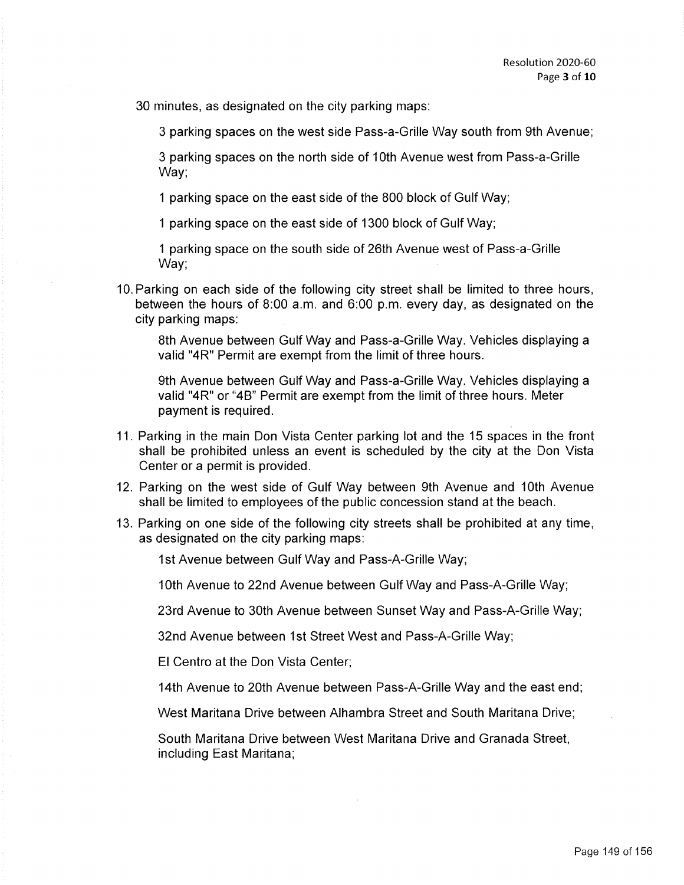30 minutes, as designated on the city parking maps:

3 parking spaces on the west side Pass-a-Grille Way south from 9th Avenue;

3 parking spaces on the north side of 10th Avenue west from Pass-a-Grille Way;

1 parking space on the east side of the 800 block of Gulf Way;

1 parking space on the east side of 1300 block of Gulf Way;

1 parking space on the south side of 26th Avenue west of Pass-a-Grille Way;

10. Parking on each side of the following city street shall be limited to three hours, between the hours of 8:00 a.m. and 6:00 p.m. every day, as designated on the city parking maps:

    8th Avenue between Gulf Way and Pass-a-Grille Way. Vehicles displaying a valid "4R" Permit are exempt from the limit of three hours.

    9th Avenue between Gulf Way and Pass-a-Grille Way. Vehicles displaying a valid "4R" or "4B" Permit are exempt from the limit of three hours. Meter payment is required.

11. Parking in the main Don Vista Center parking lot and the 15 spaces in the front shall be prohibited unless an event is scheduled by the city at the Don Vista Center or a permit is provided.

12. Parking on the west side of Gulf Way between 9th Avenue and 10th Avenue shall be limited to employees of the public concession stand at the beach.

13. Parking on one side of the following city streets shall be prohibited at any time, as designated on the city parking maps:

    1st Avenue between Gulf Way and Pass-A-Grille Way;

    10th Avenue to 22nd Avenue between Gulf Way and Pass-A-Grille Way;

    23rd Avenue to 30th Avenue between Sunset Way and Pass-A-Grille Way;

    32nd Avenue between 1st Street West and Pass-A-Grille Way;

    El Centro at the Don Vista Center;

    14th Avenue to 20th Avenue between Pass-A-Grille Way and the east end;

    West Maritana Drive between Alhambra Street and South Maritana Drive;

    South Maritana Drive between West Maritana Drive and Granada Street, including East Maritana;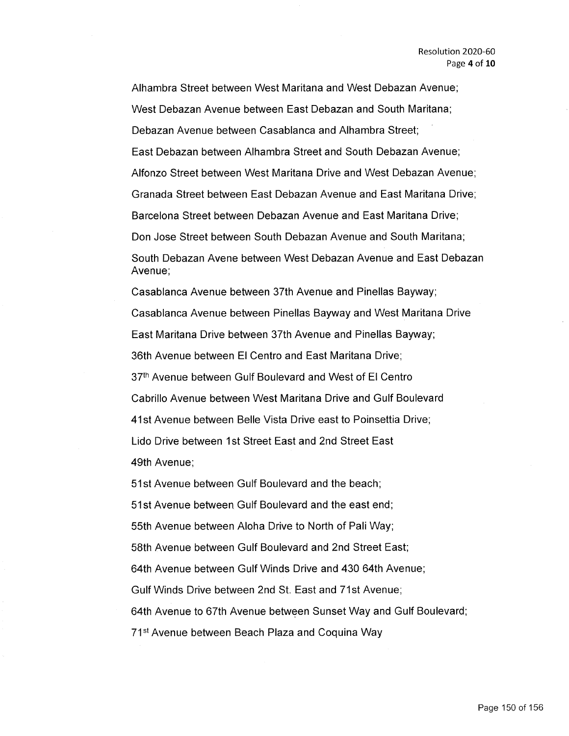Alhambra Street between West Maritana and West Debazan Avenue;

West Debazan Avenue between East Debazan and South Maritana;

Debazan Avenue between Casablanca and Alhambra Street;

East Debazan between Alhambra Street and South Debazan Avenue;

Alfonzo Street between West Maritana Drive and West Debazan Avenue;

Granada Street between East Debazan Avenue and East Maritana Drive;

Barcelona Street between Debazan Avenue and East Maritana Drive;

Don Jose Street between South Debazan Avenue and South Maritana;

South Debazan Avene between West Debazan Avenue and East Debazan Avenue;

Casablanca Avenue between 37th Avenue and Pinellas Bayway;

Casablanca Avenue between Pinellas Bayway and West Maritana Drive

East Maritana Drive between 37th Avenue and Pinellas Bayway;

36th Avenue between El Centro and East Maritana Drive;

37th Avenue between Gulf Boulevard and West of El Centro

Cabrillo Avenue between West Maritana Drive and Gulf Boulevard

41st Avenue between Belle Vista Drive east to Poinsettia Drive;

Lido Drive between 1st Street East and 2nd Street East

49th Avenue;

51st Avenue between Gulf Boulevard and the beach;

51st Avenue between Gulf Boulevard and the east end;

55th Avenue between Aloha Drive to North of Pali Way;

58th Avenue between Gulf Boulevard and 2nd Street East;

64th Avenue between Gulf Winds Drive and 430 64th Avenue;

Gulf Winds Drive between 2nd St. East and 71st Avenue;

64th Avenue to 67th Avenue between Sunset Way and Gulf Boulevard;

71st Avenue between Beach Plaza and Coquina Way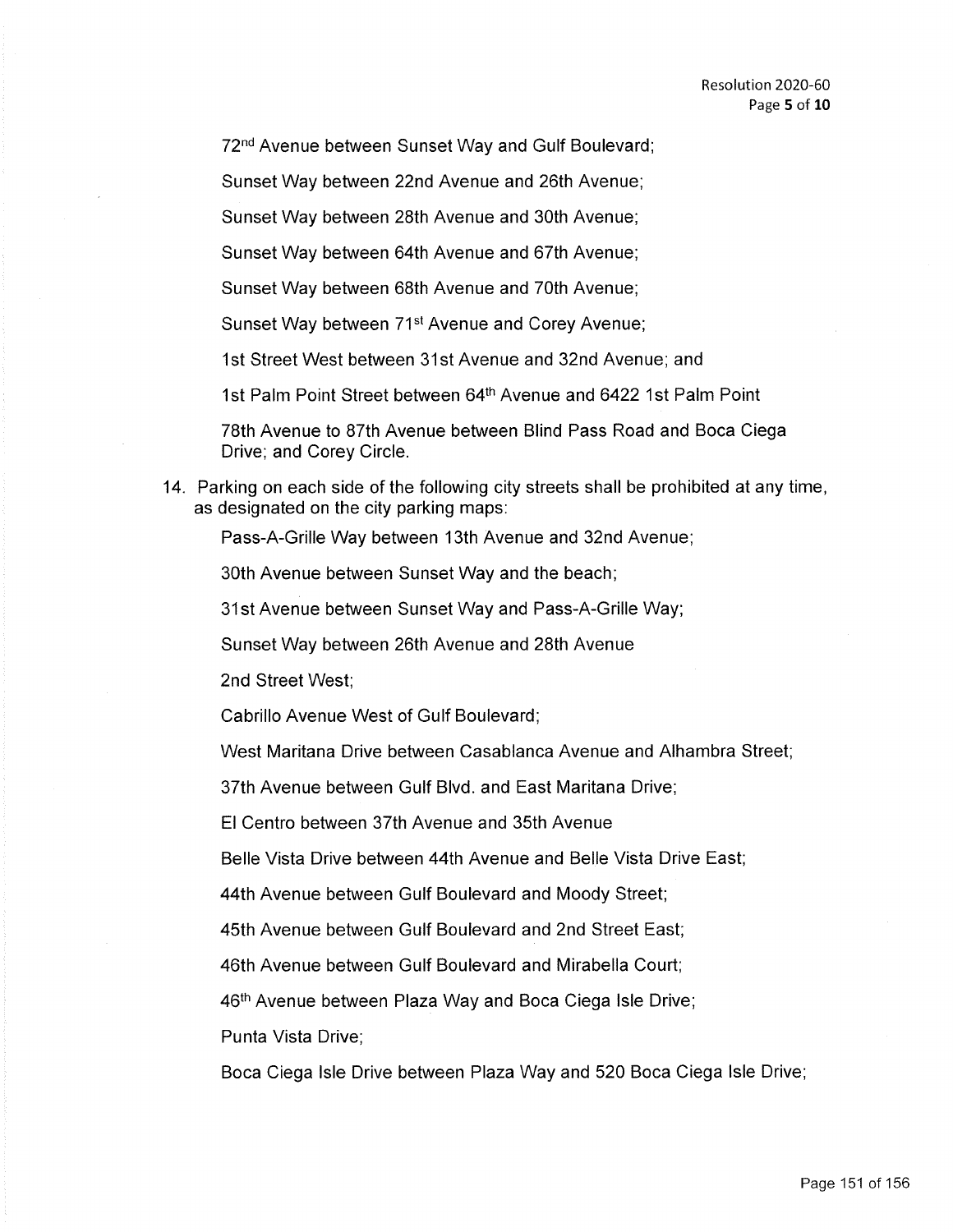72nd Avenue between Sunset Way and Gulf Boulevard;

Sunset Way between 22nd Avenue and 26th Avenue;

Sunset Way between 28th Avenue and 30th Avenue;

Sunset Way between 64th Avenue and 67th Avenue;

Sunset Way between 68th Avenue and 70th Avenue;

Sunset Way between 71st Avenue and Corey Avenue;

1st Street West between 31st Avenue and 32nd Avenue; and

1st Palm Point Street between 64th Avenue and 6422 1st Palm Point

78th Avenue to 87th Avenue between Blind Pass Road and Boca Ciega Drive; and Corey Circle.

14. Parking on each side of the following city streets shall be prohibited at any time, as designated on the city parking maps:

    Pass-A-Grille Way between 13th Avenue and 32nd Avenue;

    30th Avenue between Sunset Way and the beach;

    31st Avenue between Sunset Way and Pass-A-Grille Way;

    Sunset Way between 26th Avenue and 28th Avenue

    2nd Street West;

    Cabrillo Avenue West of Gulf Boulevard;

    West Maritana Drive between Casablanca Avenue and Alhambra Street;

    37th Avenue between Gulf Blvd. and East Maritana Drive;

    El Centro between 37th Avenue and 35th Avenue

    Belle Vista Drive between 44th Avenue and Belle Vista Drive East;

    44th Avenue between Gulf Boulevard and Moody Street;

    45th Avenue between Gulf Boulevard and 2nd Street East;

    46th Avenue between Gulf Boulevard and Mirabella Court;

    46th Avenue between Plaza Way and Boca Ciega Isle Drive;

    Punta Vista Drive;

    Boca Ciega Isle Drive between Plaza Way and 520 Boca Ciega Isle Drive;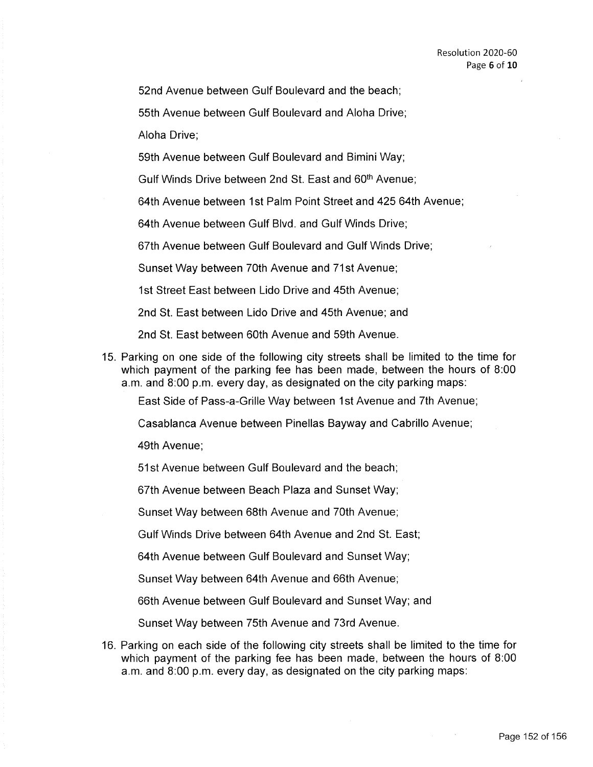52nd Avenue between Gulf Boulevard and the beach;

55th Avenue between Gulf Boulevard and Aloha Drive;

Aloha Drive;

59th Avenue between Gulf Boulevard and Bimini Way;

Gulf Winds Drive between 2nd St. East and 60th Avenue;

64th Avenue between 1st Palm Point Street and 425 64th Avenue;

64th Avenue between Gulf Blvd. and Gulf Winds Drive;

67th Avenue between Gulf Boulevard and Gulf Winds Drive;

Sunset Way between 70th Avenue and 71st Avenue;

1st Street East between Lido Drive and 45th Avenue;

2nd St. East between Lido Drive and 45th Avenue; and

2nd St. East between 60th Avenue and 59th Avenue.

15. Parking on one side of the following city streets shall be limited to the time for which payment of the parking fee has been made, between the hours of 8:00 a.m. and 8:00 p.m. every day, as designated on the city parking maps:

    East Side of Pass-a-Grille Way between 1st Avenue and 7th Avenue;

    Casablanca Avenue between Pinellas Bayway and Cabrillo Avenue;

    49th Avenue;

    51st Avenue between Gulf Boulevard and the beach;

    67th Avenue between Beach Plaza and Sunset Way;

    Sunset Way between 68th Avenue and 70th Avenue;

    Gulf Winds Drive between 64th Avenue and 2nd St. East;

    64th Avenue between Gulf Boulevard and Sunset Way;

    Sunset Way between 64th Avenue and 66th Avenue;

    66th Avenue between Gulf Boulevard and Sunset Way; and

    Sunset Way between 75th Avenue and 73rd Avenue.

16. Parking on each side of the following city streets shall be limited to the time for which payment of the parking fee has been made, between the hours of 8:00 a.m. and 8:00 p.m. every day, as designated on the city parking maps: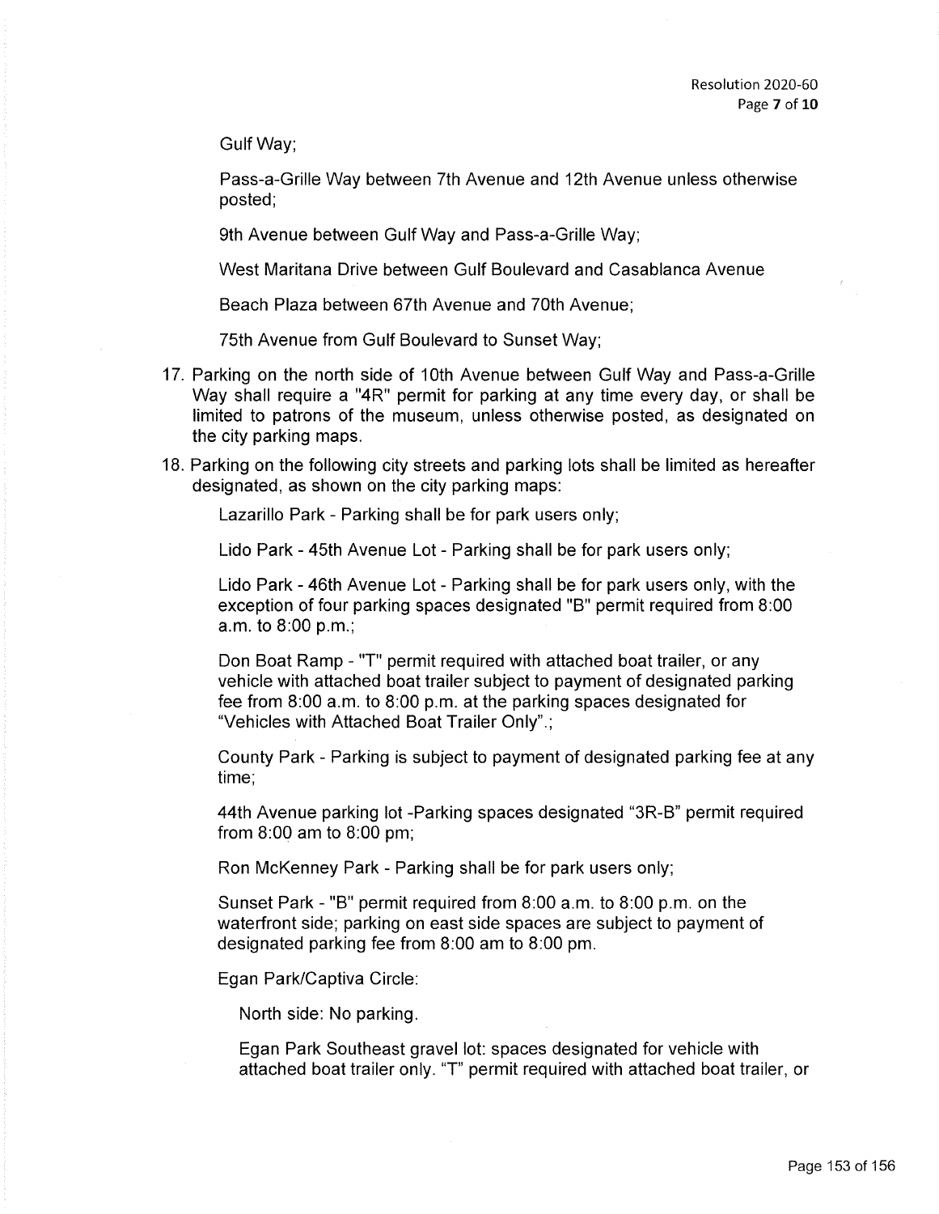Gulf Way;

Pass-a-Grille Way between 7th Avenue and 12th Avenue unless otherwise posted;

9th Avenue between Gulf Way and Pass-a-Grille Way;

West Maritana Drive between Gulf Boulevard and Casablanca Avenue

Beach Plaza between 67th Avenue and 70th Avenue;

75th Avenue from Gulf Boulevard to Sunset Way;

17. Parking on the north side of 10th Avenue between Gulf Way and Pass-a-Grille Way shall require a "4R" permit for parking at any time every day, or shall be limited to patrons of the museum, unless otherwise posted, as designated on the city parking maps.

18. Parking on the following city streets and parking lots shall be limited as hereafter designated, as shown on the city parking maps:

    Lazarillo Park - Parking shall be for park users only;

    Lido Park - 45th Avenue Lot - Parking shall be for park users only;

    Lido Park - 46th Avenue Lot - Parking shall be for park users only, with the exception of four parking spaces designated "B" permit required from 8:00 a.m. to 8:00 p.m.;

    Don Boat Ramp - "T" permit required with attached boat trailer, or any vehicle with attached boat trailer subject to payment of designated parking fee from 8:00 a.m. to 8:00 p.m. at the parking spaces designated for "Vehicles with Attached Boat Trailer Only".;

    County Park - Parking is subject to payment of designated parking fee at any time;

    44th Avenue parking lot -Parking spaces designated "3R-B" permit required from 8:00 am to 8:00 pm;

    Ron McKenney Park - Parking shall be for park users only;

    Sunset Park - "B" permit required from 8:00 a.m. to 8:00 p.m. on the waterfront side; parking on east side spaces are subject to payment of designated parking fee from 8:00 am to 8:00 pm.

    Egan Park/Captiva Circle:

    North side: No parking.

    Egan Park Southeast gravel lot: spaces designated for vehicle with attached boat trailer only. "T" permit required with attached boat trailer, or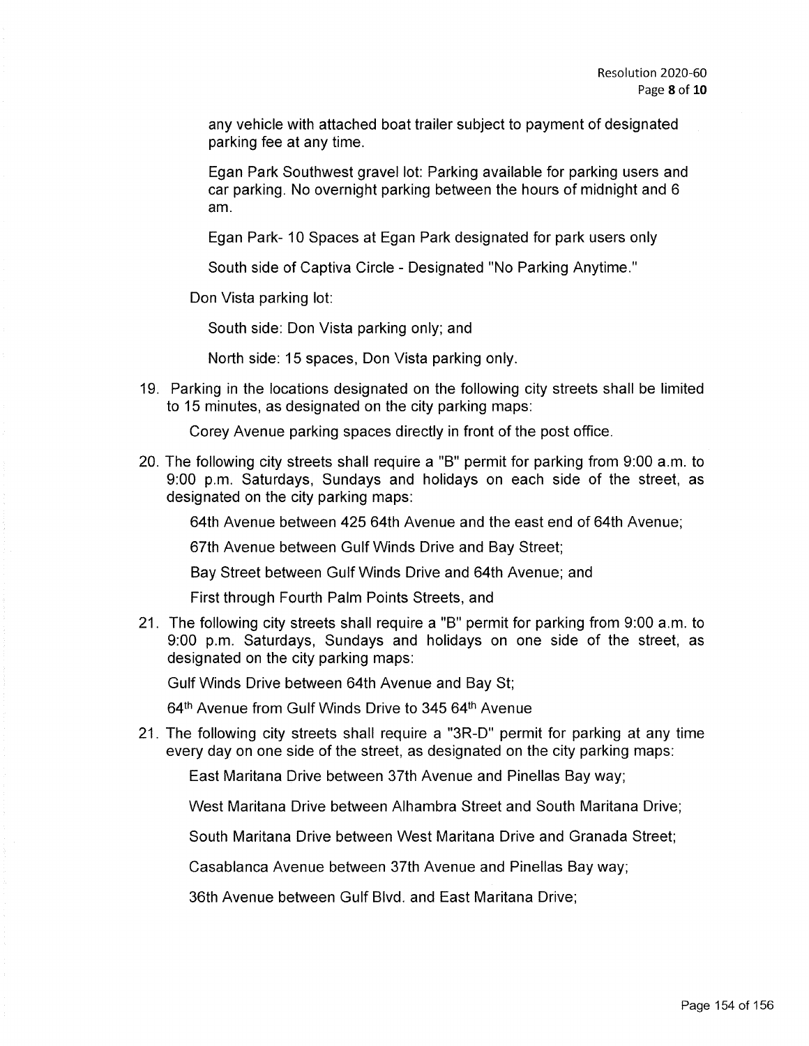any vehicle with attached boat trailer subject to payment of designated parking fee at any time.

Egan Park Southwest gravel lot: Parking available for parking users and car parking. No overnight parking between the hours of midnight and 6 am.

Egan Park- 10 Spaces at Egan Park designated for park users only

South side of Captiva Circle - Designated "No Parking Anytime."

Don Vista parking lot:

South side: Don Vista parking only; and

North side: 15 spaces, Don Vista parking only.

19. Parking in the locations designated on the following city streets shall be limited to 15 minutes, as designated on the city parking maps:

    Corey Avenue parking spaces directly in front of the post office.

20. The following city streets shall require a "B" permit for parking from 9:00 a.m. to 9:00 p.m. Saturdays, Sundays and holidays on each side of the street, as designated on the city parking maps:

    64th Avenue between 425 64th Avenue and the east end of 64th Avenue;

    67th Avenue between Gulf Winds Drive and Bay Street;

    Bay Street between Gulf Winds Drive and 64th Avenue; and

    First through Fourth Palm Points Streets, and

21. The following city streets shall require a "B" permit for parking from 9:00 a.m. to 9:00 p.m. Saturdays, Sundays and holidays on one side of the street, as designated on the city parking maps:

    Gulf Winds Drive between 64th Avenue and Bay St;

    64th Avenue from Gulf Winds Drive to 345 64th Avenue

21. The following city streets shall require a "3R-D" permit for parking at any time every day on one side of the street, as designated on the city parking maps:

    East Maritana Drive between 37th Avenue and Pinellas Bay way;

    West Maritana Drive between Alhambra Street and South Maritana Drive;

    South Maritana Drive between West Maritana Drive and Granada Street;

    Casablanca Avenue between 37th Avenue and Pinellas Bay way;

    36th Avenue between Gulf Blvd. and East Maritana Drive;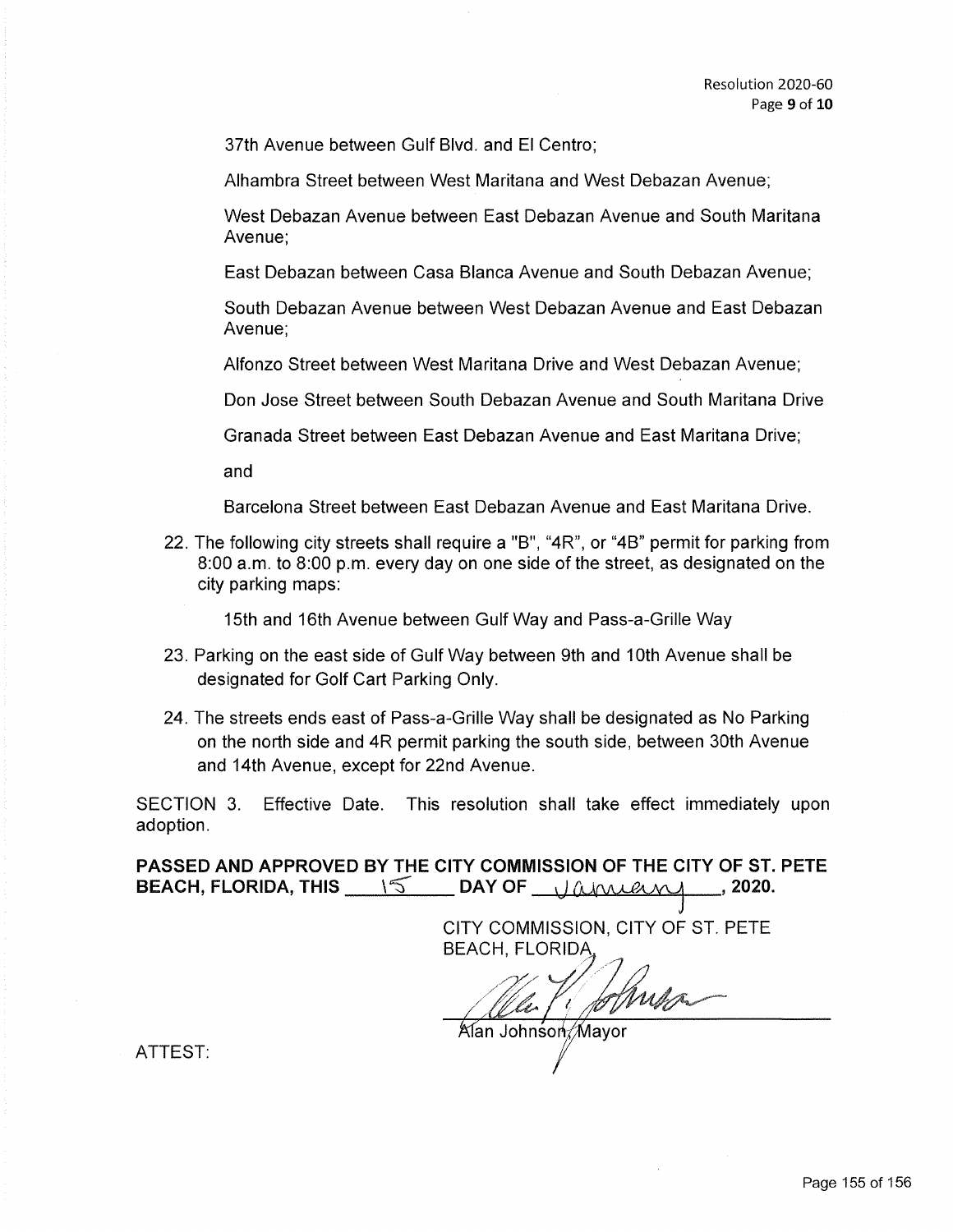37th Avenue between Gulf Blvd. and El Centro;

Alhambra Street between West Maritana and West Debazan Avenue;

West Debazan Avenue between East Debazan Avenue and South Maritana Avenue;

East Debazan between Casa Blanca Avenue and South Debazan Avenue;

South Debazan Avenue between West Debazan Avenue and East Debazan Avenue;

Alfonzo Street between West Maritana Drive and West Debazan Avenue;

Don Jose Street between South Debazan Avenue and South Maritana Drive

Granada Street between East Debazan Avenue and East Maritana Drive;

and

Barcelona Street between East Debazan Avenue and East Maritana Drive.

22. The following city streets shall require a "B", "4R", or "4B" permit for parking from 8:00 a.m. to 8:00 p.m. every day on one side of the street, as designated on the city parking maps:

    15th and 16th Avenue between Gulf Way and Pass-a-Grille Way

23. Parking on the east side of Gulf Way between 9th and 10th Avenue shall be designated for Golf Cart Parking Only.

24. The streets ends east of Pass-a-Grille Way shall be designated as No Parking on the north side and 4R permit parking the south side, between 30th Avenue and 14th Avenue, except for 22nd Avenue.

SECTION 3. Effective Date. This resolution shall take effect immediately upon adoption.

**PASSED AND APPROVED BY THE CITY COMMISSION OF THE CITY OF ST. PETE BEACH, FLORIDA, THIS 15 DAY OF January, 2020.**

CITY COMMISSION, CITY OF ST. PETE BEACH, FLORIDA

Alan Johnson, Mayor

ATTEST: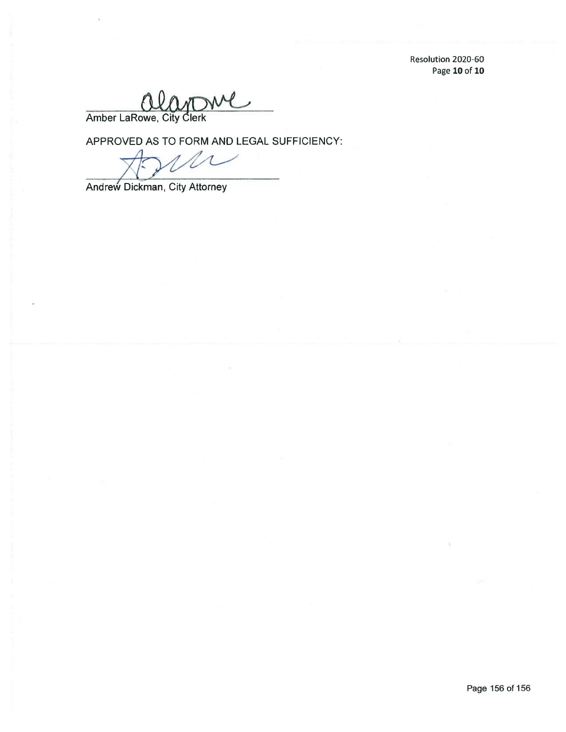Amber LaRowe, City Clerk

APPROVED AS TO FORM AND LEGAL SUFFICIENCY:

Andrew Dickman, City Attorney